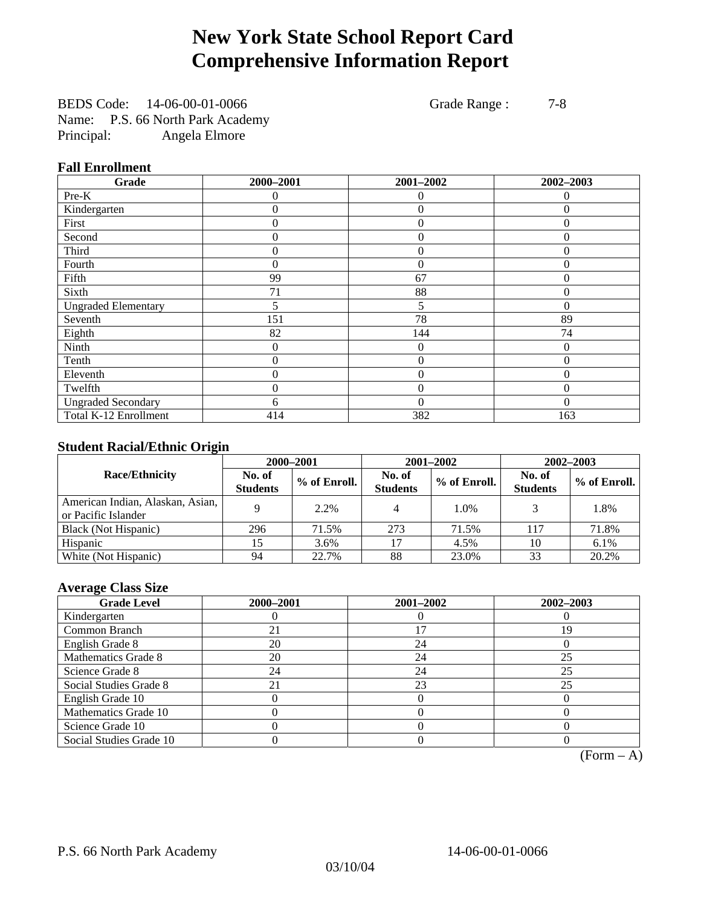# New York State School Report Card
# Comprehensive Information Report

BEDS Code: 14-06-00-01-0066 Grade Range : 7-8
Name: P.S. 66 North Park Academy
Principal: Angela Elmore

### Fall Enrollment

| Grade | 2000–2001 | 2001–2002 | 2002–2003 |
|---|---|---|---|
| Pre-K | 0 | 0 | 0 |
| Kindergarten | 0 | 0 | 0 |
| First | 0 | 0 | 0 |
| Second | 0 | 0 | 0 |
| Third | 0 | 0 | 0 |
| Fourth | 0 | 0 | 0 |
| Fifth | 99 | 67 | 0 |
| Sixth | 71 | 88 | 0 |
| Ungraded Elementary | 5 | 5 | 0 |
| Seventh | 151 | 78 | 89 |
| Eighth | 82 | 144 | 74 |
| Ninth | 0 | 0 | 0 |
| Tenth | 0 | 0 | 0 |
| Eleventh | 0 | 0 | 0 |
| Twelfth | 0 | 0 | 0 |
| Ungraded Secondary | 6 | 0 | 0 |
| Total K-12 Enrollment | 414 | 382 | 163 |

### Student Racial/Ethnic Origin

| Race/Ethnicity | 2000–2001 | | 2001–2002 | | 2002–2003 | |
|---|---|---|---|---|---|---|
| | No. of Students | % of Enroll. | No. of Students | % of Enroll. | No. of Students | % of Enroll. |
| American Indian, Alaskan, Asian, or Pacific Islander | 9 | 2.2% | 4 | 1.0% | 3 | 1.8% |
| Black (Not Hispanic) | 296 | 71.5% | 273 | 71.5% | 117 | 71.8% |
| Hispanic | 15 | 3.6% | 17 | 4.5% | 10 | 6.1% |
| White (Not Hispanic) | 94 | 22.7% | 88 | 23.0% | 33 | 20.2% |

### Average Class Size

| Grade Level | 2000–2001 | 2001–2002 | 2002–2003 |
|---|---|---|---|
| Kindergarten | 0 | 0 | 0 |
| Common Branch | 21 | 17 | 19 |
| English Grade 8 | 20 | 24 | 0 |
| Mathematics Grade 8 | 20 | 24 | 25 |
| Science Grade 8 | 24 | 24 | 25 |
| Social Studies Grade 8 | 21 | 23 | 25 |
| English Grade 10 | 0 | 0 | 0 |
| Mathematics Grade 10 | 0 | 0 | 0 |
| Science Grade 10 | 0 | 0 | 0 |
| Social Studies Grade 10 | 0 | 0 | 0 |

(Form – A)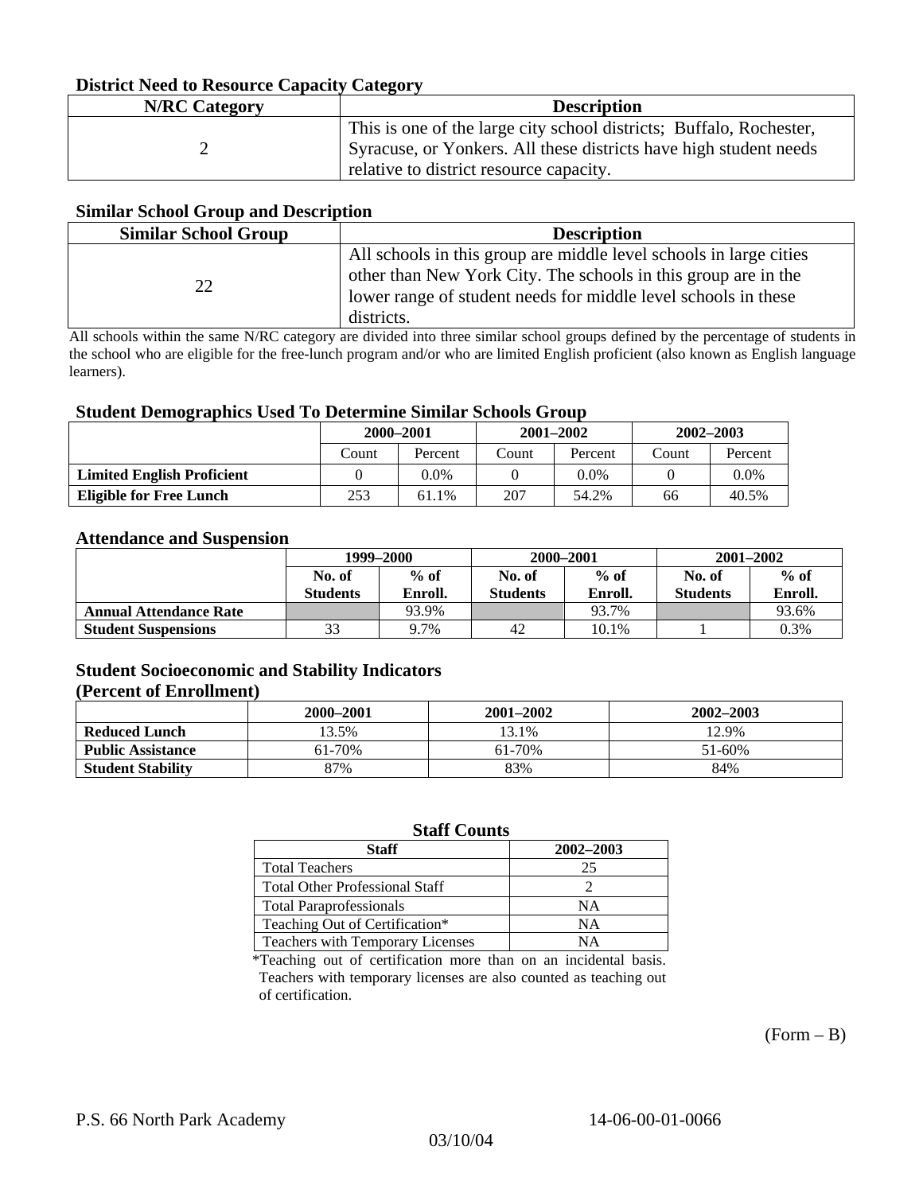### District Need to Resource Capacity Category

| N/RC Category | Description |
|---|---|
| 2 | This is one of the large city school districts; Buffalo, Rochester, Syracuse, or Yonkers. All these districts have high student needs relative to district resource capacity. |

### Similar School Group and Description

| Similar School Group | Description |
|---|---|
| 22 | All schools in this group are middle level schools in large cities other than New York City. The schools in this group are in the lower range of student needs for middle level schools in these districts. |

All schools within the same N/RC category are divided into three similar school groups defined by the percentage of students in the school who are eligible for the free-lunch program and/or who are limited English proficient (also known as English language learners).

### Student Demographics Used To Determine Similar Schools Group

| | 2000–2001 | | 2001–2002 | | 2002–2003 | |
|---|---|---|---|---|---|---|
| | Count | Percent | Count | Percent | Count | Percent |
| **Limited English Proficient** | 0 | 0.0% | 0 | 0.0% | 0 | 0.0% |
| **Eligible for Free Lunch** | 253 | 61.1% | 207 | 54.2% | 66 | 40.5% |

### Attendance and Suspension

| | 1999–2000 | | 2000–2001 | | 2001–2002 | |
|---|---|---|---|---|---|---|
| | No. of Students | % of Enroll. | No. of Students | % of Enroll. | No. of Students | % of Enroll. |
| **Annual Attendance Rate** | | 93.9% | | 93.7% | | 93.6% |
| **Student Suspensions** | 33 | 9.7% | 42 | 10.1% | 1 | 0.3% |

### Student Socioeconomic and Stability Indicators (Percent of Enrollment)

| | 2000–2001 | 2001–2002 | 2002–2003 |
|---|---|---|---|
| **Reduced Lunch** | 13.5% | 13.1% | 12.9% |
| **Public Assistance** | 61-70% | 61-70% | 51-60% |
| **Student Stability** | 87% | 83% | 84% |

### Staff Counts

| Staff | 2002–2003 |
|---|---|
| Total Teachers | 25 |
| Total Other Professional Staff | 2 |
| Total Paraprofessionals | NA |
| Teaching Out of Certification* | NA |
| Teachers with Temporary Licenses | NA |

*Teaching out of certification more than on an incidental basis. Teachers with temporary licenses are also counted as teaching out of certification.

(Form – B)

P.S. 66 North Park Academy 14-06-00-01-0066

03/10/04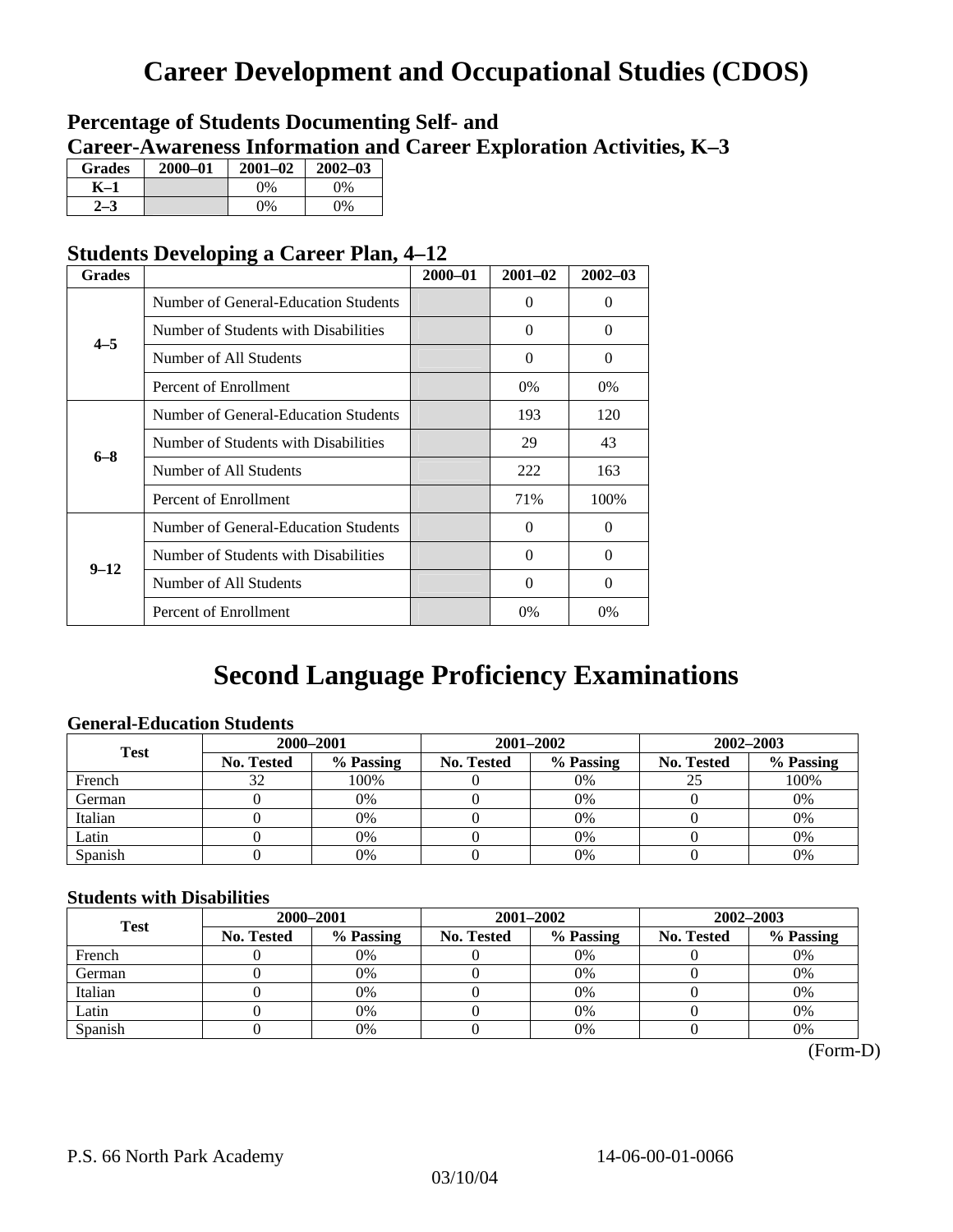# Career Development and Occupational Studies (CDOS)

## Percentage of Students Documenting Self- and Career-Awareness Information and Career Exploration Activities, K–3

| Grades | 2000–01 | 2001–02 | 2002–03 |
|---|---|---|---|
| K–1 | | 0% | 0% |
| 2–3 | | 0% | 0% |

## Students Developing a Career Plan, 4–12

| Grades | | 2000–01 | 2001–02 | 2002–03 |
|---|---|---|---|---|
| 4–5 | Number of General-Education Students | | 0 | 0 |
| | Number of Students with Disabilities | | 0 | 0 |
| | Number of All Students | | 0 | 0 |
| | Percent of Enrollment | | 0% | 0% |
| 6–8 | Number of General-Education Students | | 193 | 120 |
| | Number of Students with Disabilities | | 29 | 43 |
| | Number of All Students | | 222 | 163 |
| | Percent of Enrollment | | 71% | 100% |
| 9–12 | Number of General-Education Students | | 0 | 0 |
| | Number of Students with Disabilities | | 0 | 0 |
| | Number of All Students | | 0 | 0 |
| | Percent of Enrollment | | 0% | 0% |

# Second Language Proficiency Examinations

### General-Education Students

| Test | 2000–2001 | | 2001–2002 | | 2002–2003 | |
|---|---|---|---|---|---|---|
| | No. Tested | % Passing | No. Tested | % Passing | No. Tested | % Passing |
| French | 32 | 100% | 0 | 0% | 25 | 100% |
| German | 0 | 0% | 0 | 0% | 0 | 0% |
| Italian | 0 | 0% | 0 | 0% | 0 | 0% |
| Latin | 0 | 0% | 0 | 0% | 0 | 0% |
| Spanish | 0 | 0% | 0 | 0% | 0 | 0% |

### Students with Disabilities

| Test | 2000–2001 | | 2001–2002 | | 2002–2003 | |
|---|---|---|---|---|---|---|
| | No. Tested | % Passing | No. Tested | % Passing | No. Tested | % Passing |
| French | 0 | 0% | 0 | 0% | 0 | 0% |
| German | 0 | 0% | 0 | 0% | 0 | 0% |
| Italian | 0 | 0% | 0 | 0% | 0 | 0% |
| Latin | 0 | 0% | 0 | 0% | 0 | 0% |
| Spanish | 0 | 0% | 0 | 0% | 0 | 0% |

(Form-D)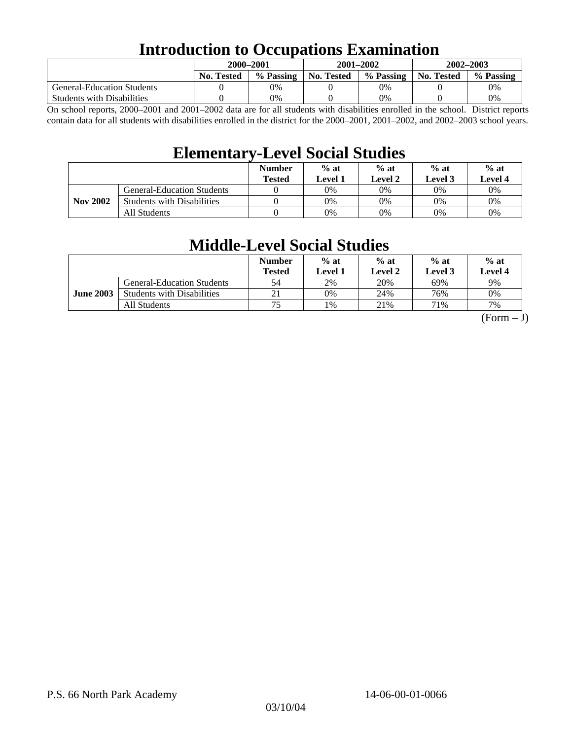## Introduction to Occupations Examination

| | 2000–2001 | | 2001–2002 | | 2002–2003 | |
|---|---|---|---|---|---|---|
| | No. Tested | % Passing | No. Tested | % Passing | No. Tested | % Passing |
| General-Education Students | 0 | 0% | 0 | 0% | 0 | 0% |
| Students with Disabilities | 0 | 0% | 0 | 0% | 0 | 0% |

On school reports, 2000–2001 and 2001–2002 data are for all students with disabilities enrolled in the school. District reports contain data for all students with disabilities enrolled in the district for the 2000–2001, 2001–2002, and 2002–2003 school years.

## Elementary-Level Social Studies

| | | Number Tested | % at Level 1 | % at Level 2 | % at Level 3 | % at Level 4 |
|---|---|---|---|---|---|---|
| **Nov 2002** | General-Education Students | 0 | 0% | 0% | 0% | 0% |
| | Students with Disabilities | 0 | 0% | 0% | 0% | 0% |
| | All Students | 0 | 0% | 0% | 0% | 0% |

## Middle-Level Social Studies

| | | Number Tested | % at Level 1 | % at Level 2 | % at Level 3 | % at Level 4 |
|---|---|---|---|---|---|---|
| **June 2003** | General-Education Students | 54 | 2% | 20% | 69% | 9% |
| | Students with Disabilities | 21 | 0% | 24% | 76% | 0% |
| | All Students | 75 | 1% | 21% | 71% | 7% |

(Form – J)

P.S. 66 North Park Academy 14-06-00-01-0066

03/10/04